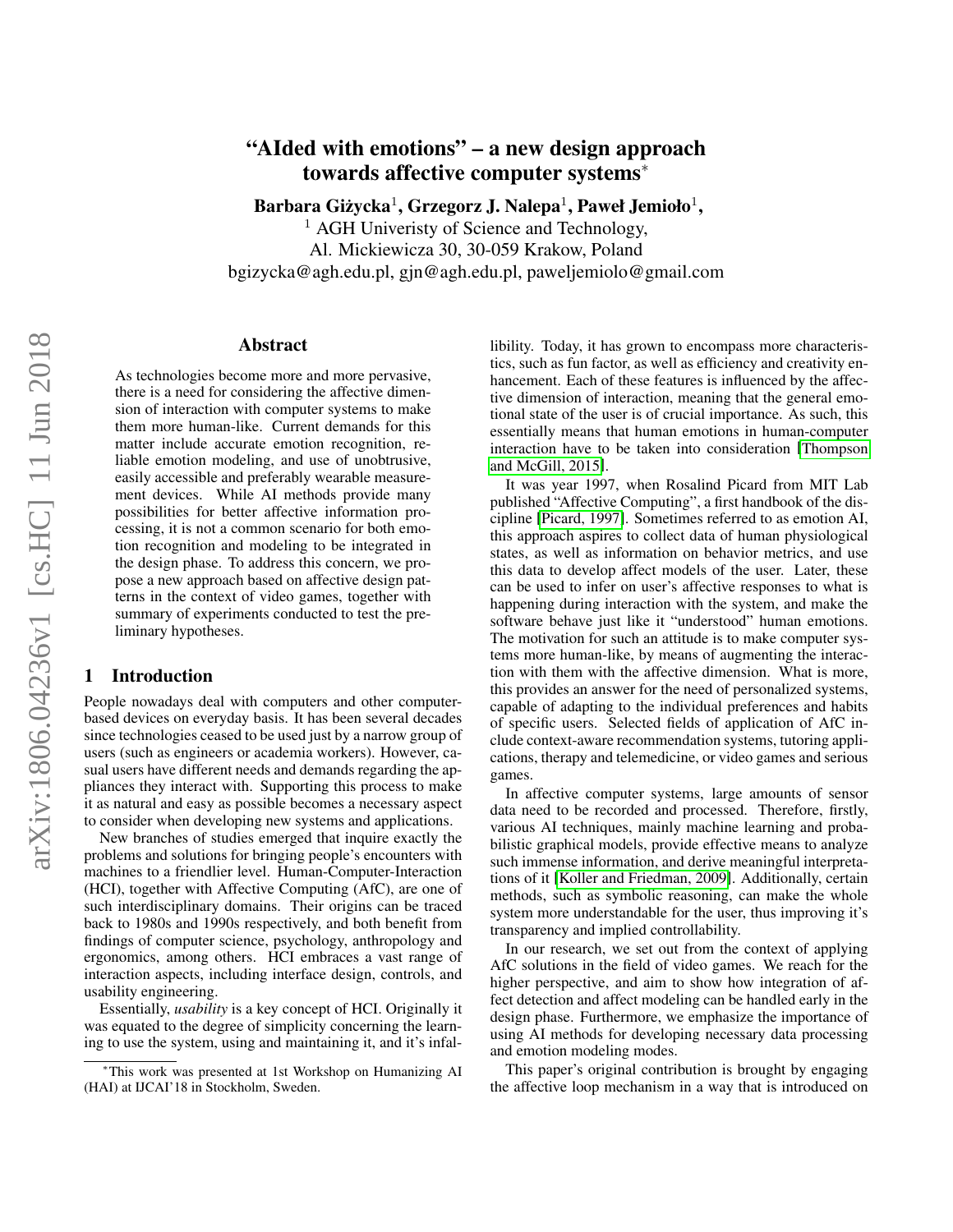# "AIded with emotions" – a new design approach towards affective computer systems*

**Barbara Giżycka**[1], **Grzegorz J. Nalepa**[1], **Paweł Jemioło**[1],

[1] AGH Univeristy of Science and Technology,
Al. Mickiewicza 30, 30-059 Krakow, Poland
bgizycka@agh.edu.pl, gjn@agh.edu.pl, paweljemiolo@gmail.com

## Abstract

As technologies become more and more pervasive, there is a need for considering the affective dimension of interaction with computer systems to make them more human-like. Current demands for this matter include accurate emotion recognition, reliable emotion modeling, and use of unobtrusive, easily accessible and preferably wearable measurement devices. While AI methods provide many possibilities for better affective information processing, it is not a common scenario for both emotion recognition and modeling to be integrated in the design phase. To address this concern, we propose a new approach based on affective design patterns in the context of video games, together with summary of experiments conducted to test the preliminary hypotheses.

## 1 Introduction

People nowadays deal with computers and other computer-based devices on everyday basis. It has been several decades since technologies ceased to be used just by a narrow group of users (such as engineers or academia workers). However, casual users have different needs and demands regarding the appliances they interact with. Supporting this process to make it as natural and easy as possible becomes a necessary aspect to consider when developing new systems and applications.

New branches of studies emerged that inquire exactly the problems and solutions for bringing people's encounters with machines to a friendlier level. Human-Computer-Interaction (HCI), together with Affective Computing (AfC), are one of such interdisciplinary domains. Their origins can be traced back to 1980s and 1990s respectively, and both benefit from findings of computer science, psychology, anthropology and ergonomics, among others. HCI embraces a vast range of interaction aspects, including interface design, controls, and usability engineering.

Essentially, *usability* is a key concept of HCI. Originally it was equated to the degree of simplicity concerning the learning to use the system, using and maintaining it, and it's infallibility. Today, it has grown to encompass more characteristics, such as fun factor, as well as efficiency and creativity enhancement. Each of these features is influenced by the affective dimension of interaction, meaning that the general emotional state of the user is of crucial importance. As such, this essentially means that human emotions in human-computer interaction have to be taken into consideration [Thompson and McGill, 2015].

It was year 1997, when Rosalind Picard from MIT Lab published "Affective Computing", a first handbook of the discipline [Picard, 1997]. Sometimes referred to as emotion AI, this approach aspires to collect data of human physiological states, as well as information on behavior metrics, and use this data to develop affect models of the user. Later, these can be used to infer on user's affective responses to what is happening during interaction with the system, and make the software behave just like it "understood" human emotions. The motivation for such an attitude is to make computer systems more human-like, by means of augmenting the interaction with them with the affective dimension. What is more, this provides an answer for the need of personalized systems, capable of adapting to the individual preferences and habits of specific users. Selected fields of application of AfC include context-aware recommendation systems, tutoring applications, therapy and telemedicine, or video games and serious games.

In affective computer systems, large amounts of sensor data need to be recorded and processed. Therefore, firstly, various AI techniques, mainly machine learning and probabilistic graphical models, provide effective means to analyze such immense information, and derive meaningful interpretations of it [Koller and Friedman, 2009]. Additionally, certain methods, such as symbolic reasoning, can make the whole system more understandable for the user, thus improving it's transparency and implied controllability.

In our research, we set out from the context of applying AfC solutions in the field of video games. We reach for the higher perspective, and aim to show how integration of affect detection and affect modeling can be handled early in the design phase. Furthermore, we emphasize the importance of using AI methods for developing necessary data processing and emotion modeling modes.

This paper's original contribution is brought by engaging the affective loop mechanism in a way that is introduced on

*This work was presented at 1st Workshop on Humanizing AI (HAI) at IJCAI'18 in Stockholm, Sweden.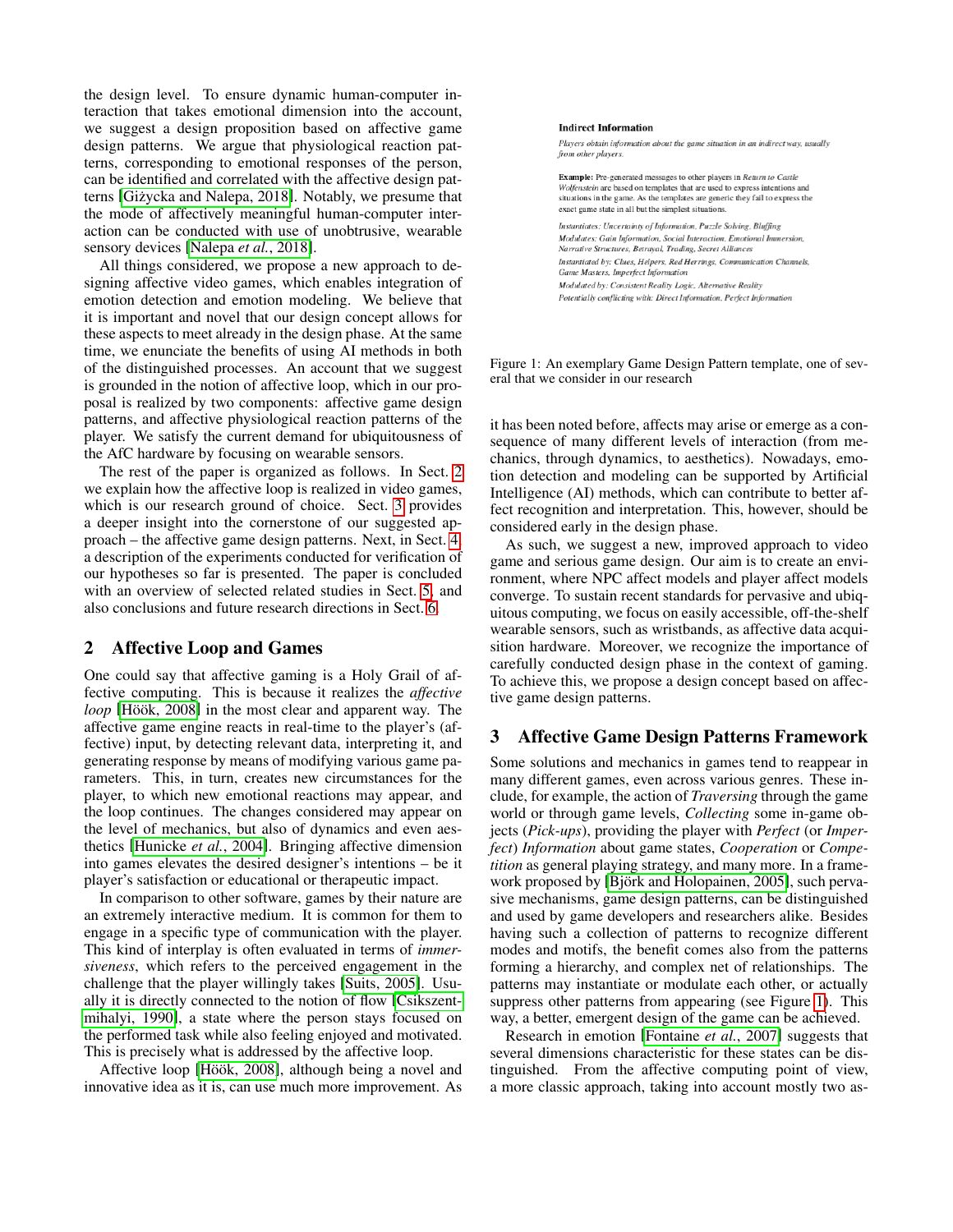the design level. To ensure dynamic human-computer interaction that takes emotional dimension into the account, we suggest a design proposition based on affective game design patterns. We argue that physiological reaction patterns, corresponding to emotional responses of the person, can be identified and correlated with the affective design patterns [Giżycka and Nalepa, 2018]. Notably, we presume that the mode of affectively meaningful human-computer interaction can be conducted with use of unobtrusive, wearable sensory devices [Nalepa *et al.*, 2018].

All things considered, we propose a new approach to designing affective video games, which enables integration of emotion detection and emotion modeling. We believe that it is important and novel that our design concept allows for these aspects to meet already in the design phase. At the same time, we enunciate the benefits of using AI methods in both of the distinguished processes. An account that we suggest is grounded in the notion of affective loop, which in our proposal is realized by two components: affective game design patterns, and affective physiological reaction patterns of the player. We satisfy the current demand for ubiquitousness of the AfC hardware by focusing on wearable sensors.

The rest of the paper is organized as follows. In Sect. 2 we explain how the affective loop is realized in video games, which is our research ground of choice. Sect. 3 provides a deeper insight into the cornerstone of our suggested approach – the affective game design patterns. Next, in Sect. 4, a description of the experiments conducted for verification of our hypotheses so far is presented. The paper is concluded with an overview of selected related studies in Sect. 5, and also conclusions and future research directions in Sect. 6.

## 2 Affective Loop and Games

One could say that affective gaming is a Holy Grail of affective computing. This is because it realizes the *affective loop* [Höök, 2008] in the most clear and apparent way. The affective game engine reacts in real-time to the player's (affective) input, by detecting relevant data, interpreting it, and generating response by means of modifying various game parameters. This, in turn, creates new circumstances for the player, to which new emotional reactions may appear, and the loop continues. The changes considered may appear on the level of mechanics, but also of dynamics and even aesthetics [Hunicke *et al.*, 2004]. Bringing affective dimension into games elevates the desired designer's intentions – be it player's satisfaction or educational or therapeutic impact.

In comparison to other software, games by their nature are an extremely interactive medium. It is common for them to engage in a specific type of communication with the player. This kind of interplay is often evaluated in terms of *immersiveness*, which refers to the perceived engagement in the challenge that the player willingly takes [Suits, 2005]. Usually it is directly connected to the notion of flow [Csikszentmihalyi, 1990], a state where the person stays focused on the performed task while also feeling enjoyed and motivated. This is precisely what is addressed by the affective loop.

Affective loop [Höök, 2008], although being a novel and innovative idea as it is, can use much more improvement. As it has been noted before, affects may arise or emerge as a consequence of many different levels of interaction (from mechanics, through dynamics, to aesthetics). Nowadays, emotion detection and modeling can be supported by Artificial Intelligence (AI) methods, which can contribute to better affect recognition and interpretation. This, however, should be considered early in the design phase.

**Indirect Information**

*Players obtain information about the game situation in an indirect way, usually from other players.*

**Example:** Pre-generated messages to other players in *Return to Castle Wolfenstein* are based on templates that are used to express intentions and situations in the game. As the templates are generic they fail to express the exact game state in all but the simplest situations.

*Instantiates: Uncertainty of Information, Puzzle Solving, Bluffing*

*Modulates: Gain Information, Social Interaction, Emotional Immersion, Narrative Structures, Betrayal, Trading, Secret Alliances*

*Instantiated by: Clues, Helpers, Red Herrings, Communication Channels, Game Masters, Imperfect Information*

*Modulated by: Consistent Reality Logic, Alternative Reality*

*Potentially conflicting with: Direct Information, Perfect Information*

Figure 1: An exemplary Game Design Pattern template, one of several that we consider in our research

As such, we suggest a new, improved approach to video game and serious game design. Our aim is to create an environment, where NPC affect models and player affect models converge. To sustain recent standards for pervasive and ubiquitous computing, we focus on easily accessible, off-the-shelf wearable sensors, such as wristbands, as affective data acquisition hardware. Moreover, we recognize the importance of carefully conducted design phase in the context of gaming. To achieve this, we propose a design concept based on affective game design patterns.

## 3 Affective Game Design Patterns Framework

Some solutions and mechanics in games tend to reappear in many different games, even across various genres. These include, for example, the action of *Traversing* through the game world or through game levels, *Collecting* some in-game objects (*Pick-ups*), providing the player with *Perfect* (or *Imperfect*) *Information* about game states, *Cooperation* or *Competition* as general playing strategy, and many more. In a framework proposed by [Björk and Holopainen, 2005], such pervasive mechanisms, game design patterns, can be distinguished and used by game developers and researchers alike. Besides having such a collection of patterns to recognize different modes and motifs, the benefit comes also from the patterns forming a hierarchy, and complex net of relationships. The patterns may instantiate or modulate each other, or actually suppress other patterns from appearing (see Figure 1). This way, a better, emergent design of the game can be achieved.

Research in emotion [Fontaine *et al.*, 2007] suggests that several dimensions characteristic for these states can be distinguished. From the affective computing point of view, a more classic approach, taking into account mostly two as-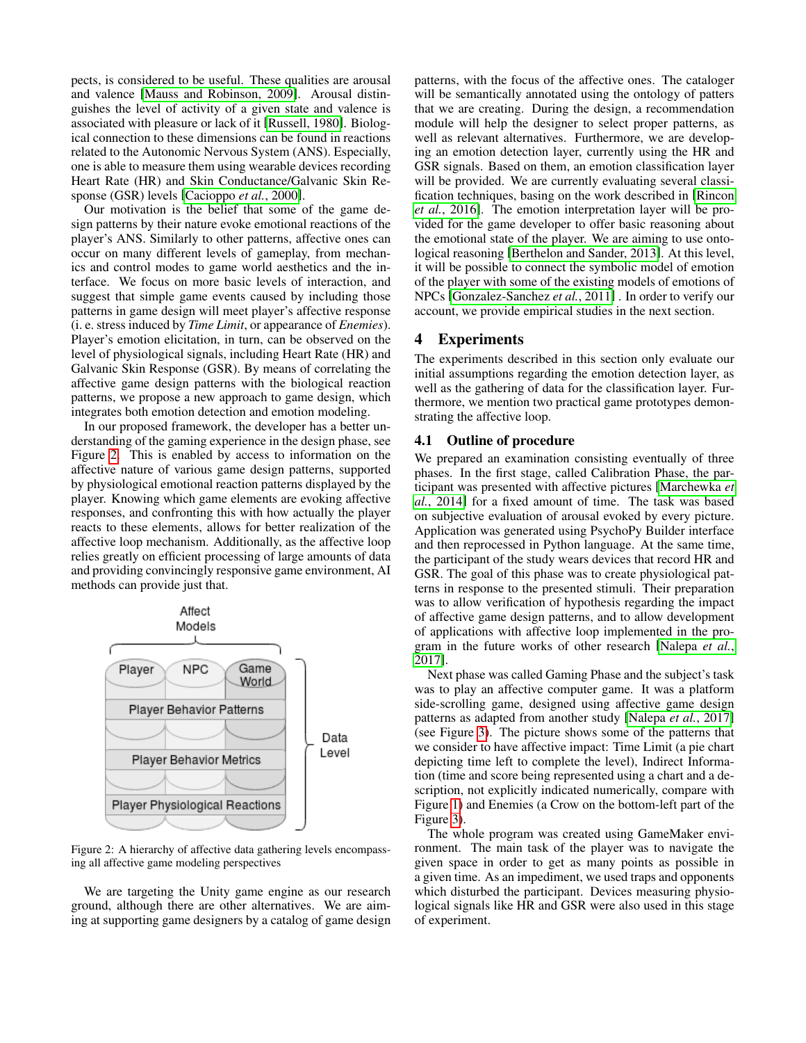pects, is considered to be useful. These qualities are arousal and valence [Mauss and Robinson, 2009]. Arousal distinguishes the level of activity of a given state and valence is associated with pleasure or lack of it [Russell, 1980]. Biological connection to these dimensions can be found in reactions related to the Autonomic Nervous System (ANS). Especially, one is able to measure them using wearable devices recording Heart Rate (HR) and Skin Conductance/Galvanic Skin Response (GSR) levels [Cacioppo *et al.*, 2000].

Our motivation is the belief that some of the game design patterns by their nature evoke emotional reactions of the player's ANS. Similarly to other patterns, affective ones can occur on many different levels of gameplay, from mechanics and control modes to game world aesthetics and the interface. We focus on more basic levels of interaction, and suggest that simple game events caused by including those patterns in game design will meet player's affective response (i. e. stress induced by *Time Limit*, or appearance of *Enemies*). Player's emotion elicitation, in turn, can be observed on the level of physiological signals, including Heart Rate (HR) and Galvanic Skin Response (GSR). By means of correlating the affective game design patterns with the biological reaction patterns, we propose a new approach to game design, which integrates both emotion detection and emotion modeling.

In our proposed framework, the developer has a better understanding of the gaming experience in the design phase, see Figure 2. This is enabled by access to information on the affective nature of various game design patterns, supported by physiological emotional reaction patterns displayed by the player. Knowing which game elements are evoking affective responses, and confronting this with how actually the player reacts to these elements, allows for better realization of the affective loop mechanism. Additionally, as the affective loop relies greatly on efficient processing of large amounts of data and providing convincingly responsive game environment, AI methods can provide just that.

Figure 2: A hierarchy of affective data gathering levels encompassing all affective game modeling perspectives

We are targeting the Unity game engine as our research ground, although there are other alternatives. We are aiming at supporting game designers by a catalog of game design patterns, with the focus of the affective ones. The cataloger will be semantically annotated using the ontology of patters that we are creating. During the design, a recommendation module will help the designer to select proper patterns, as well as relevant alternatives. Furthermore, we are developing an emotion detection layer, currently using the HR and GSR signals. Based on them, an emotion classification layer will be provided. We are currently evaluating several classification techniques, basing on the work described in [Rincon *et al.*, 2016]. The emotion interpretation layer will be provided for the game developer to offer basic reasoning about the emotional state of the player. We are aiming to use ontological reasoning [Berthelon and Sander, 2013]. At this level, it will be possible to connect the symbolic model of emotion of the player with some of the existing models of emotions of NPCs [Gonzalez-Sanchez *et al.*, 2011] . In order to verify our account, we provide empirical studies in the next section.

# 4 Experiments

The experiments described in this section only evaluate our initial assumptions regarding the emotion detection layer, as well as the gathering of data for the classification layer. Furthermore, we mention two practical game prototypes demonstrating the affective loop.

## 4.1 Outline of procedure

We prepared an examination consisting eventually of three phases. In the first stage, called Calibration Phase, the participant was presented with affective pictures [Marchewka *et al.*, 2014] for a fixed amount of time. The task was based on subjective evaluation of arousal evoked by every picture. Application was generated using PsychoPy Builder interface and then reprocessed in Python language. At the same time, the participant of the study wears devices that record HR and GSR. The goal of this phase was to create physiological patterns in response to the presented stimuli. Their preparation was to allow verification of hypothesis regarding the impact of affective game design patterns, and to allow development of applications with affective loop implemented in the program in the future works of other research [Nalepa *et al.*, 2017].

Next phase was called Gaming Phase and the subject's task was to play an affective computer game. It was a platform side-scrolling game, designed using affective game design patterns as adapted from another study [Nalepa *et al.*, 2017] (see Figure 3). The picture shows some of the patterns that we consider to have affective impact: Time Limit (a pie chart depicting time left to complete the level), Indirect Information (time and score being represented using a chart and a description, not explicitly indicated numerically, compare with Figure 1) and Enemies (a Crow on the bottom-left part of the Figure 3).

The whole program was created using GameMaker environment. The main task of the player was to navigate the given space in order to get as many points as possible in a given time. As an impediment, we used traps and opponents which disturbed the participant. Devices measuring physiological signals like HR and GSR were also used in this stage of experiment.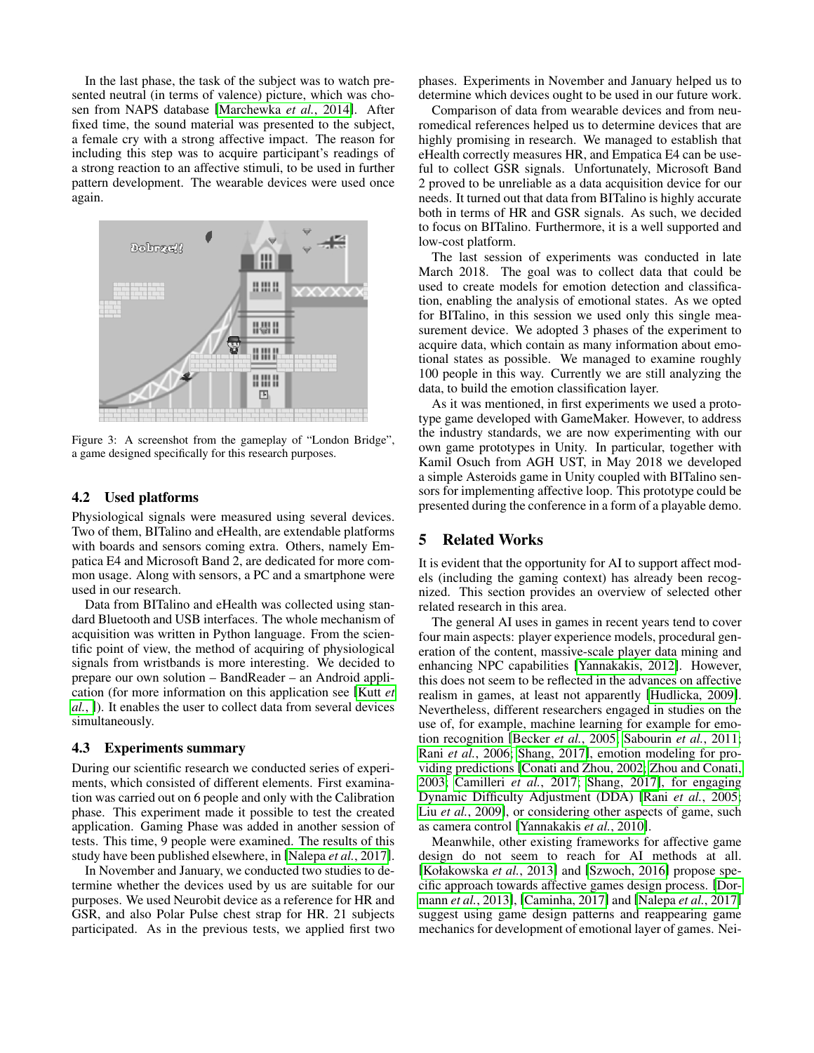In the last phase, the task of the subject was to watch presented neutral (in terms of valence) picture, which was chosen from NAPS database [Marchewka *et al.*, 2014]. After fixed time, the sound material was presented to the subject, a female cry with a strong affective impact. The reason for including this step was to acquire participant's readings of a strong reaction to an affective stimuli, to be used in further pattern development. The wearable devices were used once again.

Figure 3: A screenshot from the gameplay of "London Bridge", a game designed specifically for this research purposes.

### 4.2 Used platforms

Physiological signals were measured using several devices. Two of them, BITalino and eHealth, are extendable platforms with boards and sensors coming extra. Others, namely Empatica E4 and Microsoft Band 2, are dedicated for more common usage. Along with sensors, a PC and a smartphone were used in our research.

Data from BITalino and eHealth was collected using standard Bluetooth and USB interfaces. The whole mechanism of acquisition was written in Python language. From the scientific point of view, the method of acquiring of physiological signals from wristbands is more interesting. We decided to prepare our own solution – BandReader – an Android application (for more information on this application see [Kutt *et al.*, ]). It enables the user to collect data from several devices simultaneously.

### 4.3 Experiments summary

During our scientific research we conducted series of experiments, which consisted of different elements. First examination was carried out on 6 people and only with the Calibration phase. This experiment made it possible to test the created application. Gaming Phase was added in another session of tests. This time, 9 people were examined. The results of this study have been published elsewhere, in [Nalepa *et al.*, 2017].

In November and January, we conducted two studies to determine whether the devices used by us are suitable for our purposes. We used Neurobit device as a reference for HR and GSR, and also Polar Pulse chest strap for HR. 21 subjects participated. As in the previous tests, we applied first two phases. Experiments in November and January helped us to determine which devices ought to be used in our future work.

Comparison of data from wearable devices and from neuromedical references helped us to determine devices that are highly promising in research. We managed to establish that eHealth correctly measures HR, and Empatica E4 can be useful to collect GSR signals. Unfortunately, Microsoft Band 2 proved to be unreliable as a data acquisition device for our needs. It turned out that data from BITalino is highly accurate both in terms of HR and GSR signals. As such, we decided to focus on BITalino. Furthermore, it is a well supported and low-cost platform.

The last session of experiments was conducted in late March 2018. The goal was to collect data that could be used to create models for emotion detection and classification, enabling the analysis of emotional states. As we opted for BITalino, in this session we used only this single measurement device. We adopted 3 phases of the experiment to acquire data, which contain as many information about emotional states as possible. We managed to examine roughly 100 people in this way. Currently we are still analyzing the data, to build the emotion classification layer.

As it was mentioned, in first experiments we used a prototype game developed with GameMaker. However, to address the industry standards, we are now experimenting with our own game prototypes in Unity. In particular, together with Kamil Osuch from AGH UST, in May 2018 we developed a simple Asteroids game in Unity coupled with BITalino sensors for implementing affective loop. This prototype could be presented during the conference in a form of a playable demo.

## 5 Related Works

It is evident that the opportunity for AI to support affect models (including the gaming context) has already been recognized. This section provides an overview of selected other related research in this area.

The general AI uses in games in recent years tend to cover four main aspects: player experience models, procedural generation of the content, massive-scale player data mining and enhancing NPC capabilities [Yannakakis, 2012]. However, this does not seem to be reflected in the advances on affective realism in games, at least not apparently [Hudlicka, 2009]. Nevertheless, different researchers engaged in studies on the use of, for example, machine learning for example for emotion recognition [Becker *et al.*, 2005; Sabourin *et al.*, 2011; Rani *et al.*, 2006; Shang, 2017], emotion modeling for providing predictions [Conati and Zhou, 2002; Zhou and Conati, 2003; Camilleri *et al.*, 2017; Shang, 2017], for engaging Dynamic Difficulty Adjustment (DDA) [Rani *et al.*, 2005; Liu *et al.*, 2009], or considering other aspects of game, such as camera control [Yannakakis *et al.*, 2010].

Meanwhile, other existing frameworks for affective game design do not seem to reach for AI methods at all. [Kołakowska *et al.*, 2013] and [Szwoch, 2016] propose specific approach towards affective games design process. [Dormann *et al.*, 2013], [Caminha, 2017] and [Nalepa *et al.*, 2017] suggest using game design patterns and reappearing game mechanics for development of emotional layer of games. Nei-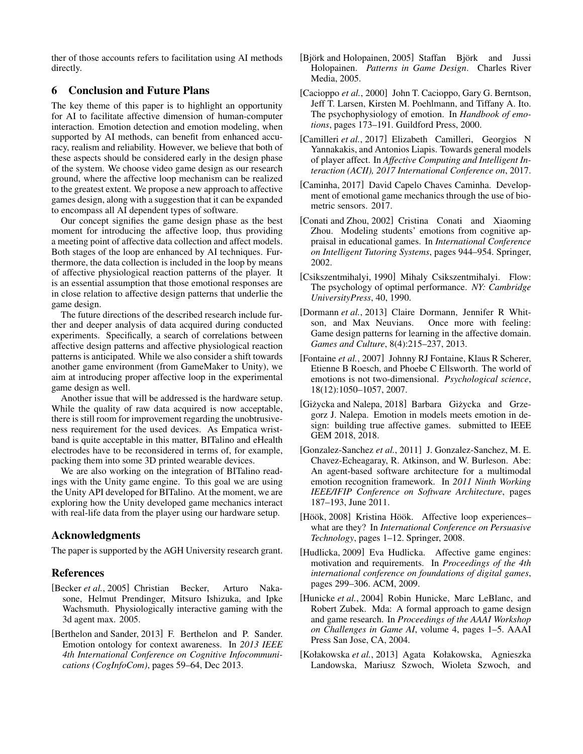ther of those accounts refers to facilitation using AI methods directly.

## 6 Conclusion and Future Plans

The key theme of this paper is to highlight an opportunity for AI to facilitate affective dimension of human-computer interaction. Emotion detection and emotion modeling, when supported by AI methods, can benefit from enhanced accuracy, realism and reliability. However, we believe that both of these aspects should be considered early in the design phase of the system. We choose video game design as our research ground, where the affective loop mechanism can be realized to the greatest extent. We propose a new approach to affective games design, along with a suggestion that it can be expanded to encompass all AI dependent types of software.

Our concept signifies the game design phase as the best moment for introducing the affective loop, thus providing a meeting point of affective data collection and affect models. Both stages of the loop are enhanced by AI techniques. Furthermore, the data collection is included in the loop by means of affective physiological reaction patterns of the player. It is an essential assumption that those emotional responses are in close relation to affective design patterns that underlie the game design.

The future directions of the described research include further and deeper analysis of data acquired during conducted experiments. Specifically, a search of correlations between affective design patterns and affective physiological reaction patterns is anticipated. While we also consider a shift towards another game environment (from GameMaker to Unity), we aim at introducing proper affective loop in the experimental game design as well.

Another issue that will be addressed is the hardware setup. While the quality of raw data acquired is now acceptable, there is still room for improvement regarding the unobtrusiveness requirement for the used devices. As Empatica wristband is quite acceptable in this matter, BITalino and eHealth electrodes have to be reconsidered in terms of, for example, packing them into some 3D printed wearable devices.

We are also working on the integration of BITalino readings with the Unity game engine. To this goal we are using the Unity API developed for BITalino. At the moment, we are exploring how the Unity developed game mechanics interact with real-life data from the player using our hardware setup.

## Acknowledgments

The paper is supported by the AGH University research grant.

## References

[Becker *et al.*, 2005] Christian Becker, Arturo Nakasone, Helmut Prendinger, Mitsuro Ishizuka, and Ipke Wachsmuth. Physiologically interactive gaming with the 3d agent max. 2005.

[Berthelon and Sander, 2013] F. Berthelon and P. Sander. Emotion ontology for context awareness. In *2013 IEEE 4th International Conference on Cognitive Infocommunications (CogInfoCom)*, pages 59–64, Dec 2013.

[Björk and Holopainen, 2005] Staffan Björk and Jussi Holopainen. *Patterns in Game Design*. Charles River Media, 2005.

[Cacioppo *et al.*, 2000] John T. Cacioppo, Gary G. Berntson, Jeff T. Larsen, Kirsten M. Poehlmann, and Tiffany A. Ito. The psychophysiology of emotion. In *Handbook of emotions*, pages 173–191. Guildford Press, 2000.

[Camilleri *et al.*, 2017] Elizabeth Camilleri, Georgios N Yannakakis, and Antonios Liapis. Towards general models of player affect. In *Affective Computing and Intelligent Interaction (ACII), 2017 International Conference on*, 2017.

[Caminha, 2017] David Capelo Chaves Caminha. Development of emotional game mechanics through the use of biometric sensors. 2017.

[Conati and Zhou, 2002] Cristina Conati and Xiaoming Zhou. Modeling students' emotions from cognitive appraisal in educational games. In *International Conference on Intelligent Tutoring Systems*, pages 944–954. Springer, 2002.

[Csikszentmihalyi, 1990] Mihaly Csikszentmihalyi. Flow: The psychology of optimal performance. *NY: Cambridge UniversityPress*, 40, 1990.

[Dormann *et al.*, 2013] Claire Dormann, Jennifer R Whitson, and Max Neuvians. Once more with feeling: Game design patterns for learning in the affective domain. *Games and Culture*, 8(4):215–237, 2013.

[Fontaine *et al.*, 2007] Johnny RJ Fontaine, Klaus R Scherer, Etienne B Roesch, and Phoebe C Ellsworth. The world of emotions is not two-dimensional. *Psychological science*, 18(12):1050–1057, 2007.

[Giżycka and Nalepa, 2018] Barbara Giżycka and Grzegorz J. Nalepa. Emotion in models meets emotion in design: building true affective games. submitted to IEEE GEM 2018, 2018.

[Gonzalez-Sanchez *et al.*, 2011] J. Gonzalez-Sanchez, M. E. Chavez-Echeagaray, R. Atkinson, and W. Burleson. Abe: An agent-based software architecture for a multimodal emotion recognition framework. In *2011 Ninth Working IEEE/IFIP Conference on Software Architecture*, pages 187–193, June 2011.

[Höök, 2008] Kristina Höök. Affective loop experiences–what are they? In *International Conference on Persuasive Technology*, pages 1–12. Springer, 2008.

[Hudlicka, 2009] Eva Hudlicka. Affective game engines: motivation and requirements. In *Proceedings of the 4th international conference on foundations of digital games*, pages 299–306. ACM, 2009.

[Hunicke *et al.*, 2004] Robin Hunicke, Marc LeBlanc, and Robert Zubek. Mda: A formal approach to game design and game research. In *Proceedings of the AAAI Workshop on Challenges in Game AI*, volume 4, pages 1–5. AAAI Press San Jose, CA, 2004.

[Kołakowska *et al.*, 2013] Agata Kołakowska, Agnieszka Landowska, Mariusz Szwoch, Wioleta Szwoch, and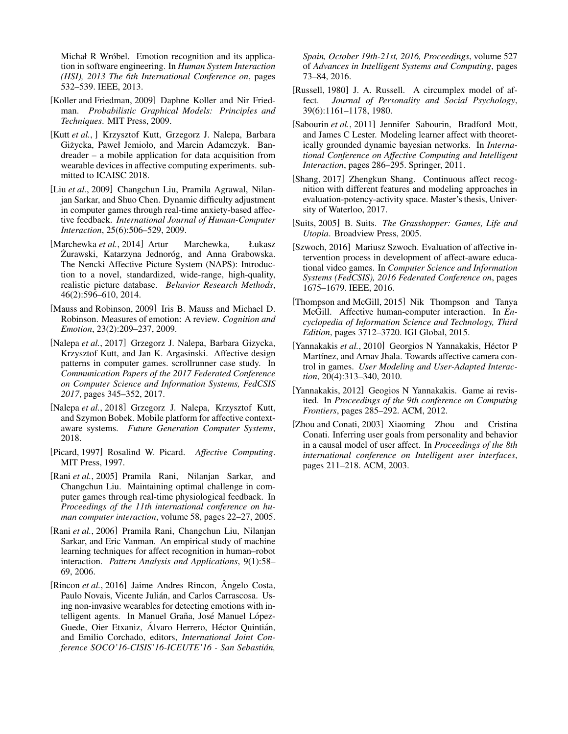Michał R Wróbel. Emotion recognition and its application in software engineering. In *Human System Interaction (HSI), 2013 The 6th International Conference on*, pages 532–539. IEEE, 2013.

[Koller and Friedman, 2009] Daphne Koller and Nir Friedman. *Probabilistic Graphical Models: Principles and Techniques*. MIT Press, 2009.

[Kutt *et al.*, ] Krzysztof Kutt, Grzegorz J. Nalepa, Barbara Giżycka, Paweł Jemioło, and Marcin Adamczyk. Bandreader – a mobile application for data acquisition from wearable devices in affective computing experiments. submitted to ICAISC 2018.

[Liu *et al.*, 2009] Changchun Liu, Pramila Agrawal, Nilanjan Sarkar, and Shuo Chen. Dynamic difficulty adjustment in computer games through real-time anxiety-based affective feedback. *International Journal of Human-Computer Interaction*, 25(6):506–529, 2009.

[Marchewka *et al.*, 2014] Artur Marchewka, Łukasz Żurawski, Katarzyna Jednoróg, and Anna Grabowska. The Nencki Affective Picture System (NAPS): Introduction to a novel, standardized, wide-range, high-quality, realistic picture database. *Behavior Research Methods*, 46(2):596–610, 2014.

[Mauss and Robinson, 2009] Iris B. Mauss and Michael D. Robinson. Measures of emotion: A review. *Cognition and Emotion*, 23(2):209–237, 2009.

[Nalepa *et al.*, 2017] Grzegorz J. Nalepa, Barbara Gizycka, Krzysztof Kutt, and Jan K. Argasinski. Affective design patterns in computer games. scrollrunner case study. In *Communication Papers of the 2017 Federated Conference on Computer Science and Information Systems, FedCSIS 2017*, pages 345–352, 2017.

[Nalepa *et al.*, 2018] Grzegorz J. Nalepa, Krzysztof Kutt, and Szymon Bobek. Mobile platform for affective context-aware systems. *Future Generation Computer Systems*, 2018.

[Picard, 1997] Rosalind W. Picard. *Affective Computing*. MIT Press, 1997.

[Rani *et al.*, 2005] Pramila Rani, Nilanjan Sarkar, and Changchun Liu. Maintaining optimal challenge in computer games through real-time physiological feedback. In *Proceedings of the 11th international conference on human computer interaction*, volume 58, pages 22–27, 2005.

[Rani *et al.*, 2006] Pramila Rani, Changchun Liu, Nilanjan Sarkar, and Eric Vanman. An empirical study of machine learning techniques for affect recognition in human–robot interaction. *Pattern Analysis and Applications*, 9(1):58–69, 2006.

[Rincon *et al.*, 2016] Jaime Andres Rincon, Ângelo Costa, Paulo Novais, Vicente Julián, and Carlos Carrascosa. Using non-invasive wearables for detecting emotions with intelligent agents. In Manuel Graña, José Manuel López-Guede, Oier Etxaniz, Álvaro Herrero, Héctor Quintián, and Emilio Corchado, editors, *International Joint Conference SOCO'16-CISIS'16-ICEUTE'16 - San Sebastián, Spain, October 19th-21st, 2016, Proceedings*, volume 527 of *Advances in Intelligent Systems and Computing*, pages 73–84, 2016.

[Russell, 1980] J. A. Russell. A circumplex model of affect. *Journal of Personality and Social Psychology*, 39(6):1161–1178, 1980.

[Sabourin *et al.*, 2011] Jennifer Sabourin, Bradford Mott, and James C Lester. Modeling learner affect with theoretically grounded dynamic bayesian networks. In *International Conference on Affective Computing and Intelligent Interaction*, pages 286–295. Springer, 2011.

[Shang, 2017] Zhengkun Shang. Continuous affect recognition with different features and modeling approaches in evaluation-potency-activity space. Master's thesis, University of Waterloo, 2017.

[Suits, 2005] B. Suits. *The Grasshopper: Games, Life and Utopia*. Broadview Press, 2005.

[Szwoch, 2016] Mariusz Szwoch. Evaluation of affective intervention process in development of affect-aware educational video games. In *Computer Science and Information Systems (FedCSIS), 2016 Federated Conference on*, pages 1675–1679. IEEE, 2016.

[Thompson and McGill, 2015] Nik Thompson and Tanya McGill. Affective human-computer interaction. In *Encyclopedia of Information Science and Technology, Third Edition*, pages 3712–3720. IGI Global, 2015.

[Yannakakis *et al.*, 2010] Georgios N Yannakakis, Héctor P Martínez, and Arnav Jhala. Towards affective camera control in games. *User Modeling and User-Adapted Interaction*, 20(4):313–340, 2010.

[Yannakakis, 2012] Geogios N Yannakakis. Game ai revisited. In *Proceedings of the 9th conference on Computing Frontiers*, pages 285–292. ACM, 2012.

[Zhou and Conati, 2003] Xiaoming Zhou and Cristina Conati. Inferring user goals from personality and behavior in a causal model of user affect. In *Proceedings of the 8th international conference on Intelligent user interfaces*, pages 211–218. ACM, 2003.